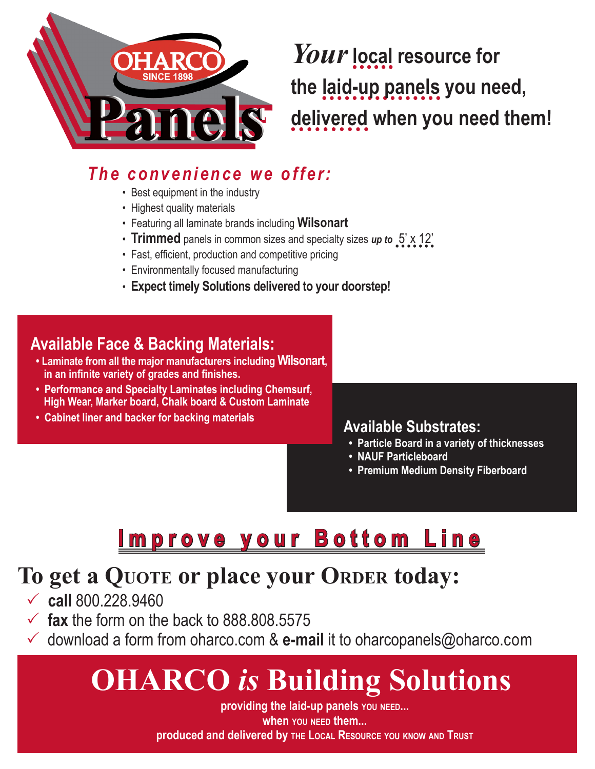# OHARCO SINCE 1898 Panels

***Your* local resource for the laid-up panels you need, delivered when you need them!**

## *The convenience we offer:*

- Best equipment in the industry
- Highest quality materials
- Featuring all laminate brands including **Wilsonart**
- **Trimmed** panels in common sizes and specialty sizes ***up to*** 5' x 12'
- Fast, efficient, production and competitive pricing
- Environmentally focused manufacturing
- **Expect timely Solutions delivered to your doorstep!**

## Available Face & Backing Materials:

- **Laminate from all the major manufacturers including Wilsonart, in an infinite variety of grades and finishes.**
- **Performance and Specialty Laminates including Chemsurf, High Wear, Marker board, Chalk board & Custom Laminate**
- **Cabinet liner and backer for backing materials**

## Available Substrates:

- **Particle Board in a variety of thicknesses**
- **NAUF Particleboard**
- **Premium Medium Density Fiberboard**

## Improve your Bottom Line

## To get a QUOTE or place your ORDER today:

- ✓ **call** 800.228.9460
- ✓ **fax** the form on the back to 888.808.5575
- ✓ download a form from oharco.com & **e-mail** it to oharcopanels@oharco.com

# OHARCO *is* Building Solutions

**providing the laid-up panels YOU NEED...**
**when YOU NEED them...**
**produced and delivered by THE LOCAL RESOURCE YOU KNOW AND TRUST**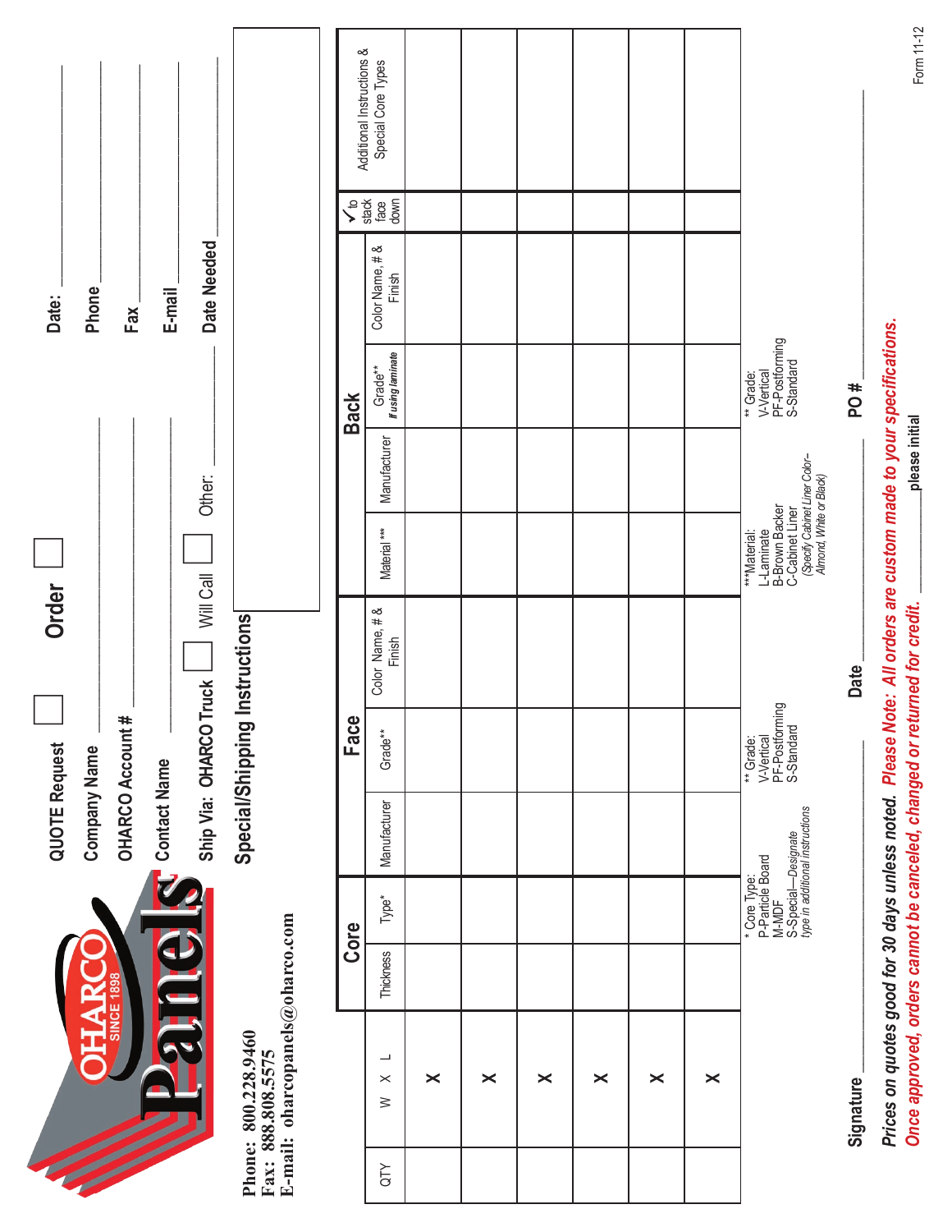OHARCO SINCE 1898 Panels

Phone: 800.228.9460
Fax: 888.808.5575
E-mail: oharcopanels@oharco.com

QUOTE Request ☐ Order ☐

Company Name ______________________

OHARCO Account # ______________________

Contact Name ______________________

Ship Via: OHARCO Truck ☐ Will Call ☐ Other: ______________

Date: ______________________

Phone ______________________

Fax ______________________

E-mail ______________________

Date Needed ______________________

**Special/Shipping Instructions**

| QTY | W × L | Core | | Face | | | Back | | | | ✓ to stack face down | Additional Instructions & Special Core Types |
|---|---|---|---|---|---|---|---|---|---|---|---|---|
| | | Thickness | Type* | Manufacturer | Grade** | Color Name, # & Finish | Material *** | Manufacturer | Grade** *If using laminate* | Color Name, # & Finish | | |
| | × | | | | | | | | | | | |
| | × | | | | | | | | | | | |
| | × | | | | | | | | | | | |
| | × | | | | | | | | | | | |
| | × | | | | | | | | | | | |
| | × | | | | | | | | | | | |

\* Core Type:
P-Particle Board
M-MDF
S-Special—*Designate type in additional instructions*

** Grade:
V-Vertical
PF-Postforming
S-Standard

***Material:
L-Laminate
B-Brown Backer
C-Cabinet Liner
*(Specify Cabinet Liner Color–Almond, White or Black)*

** Grade:
V-Vertical
PF-Postforming
S-Standard

Signature ______________________ Date ______________ PO # ______________

*Prices on quotes good for 30 days unless noted.* ***Please Note: All orders are custom made to your specifications. Once approved, orders cannot be canceled, changed or returned for credit.*** ______ please initial

Form 11-12